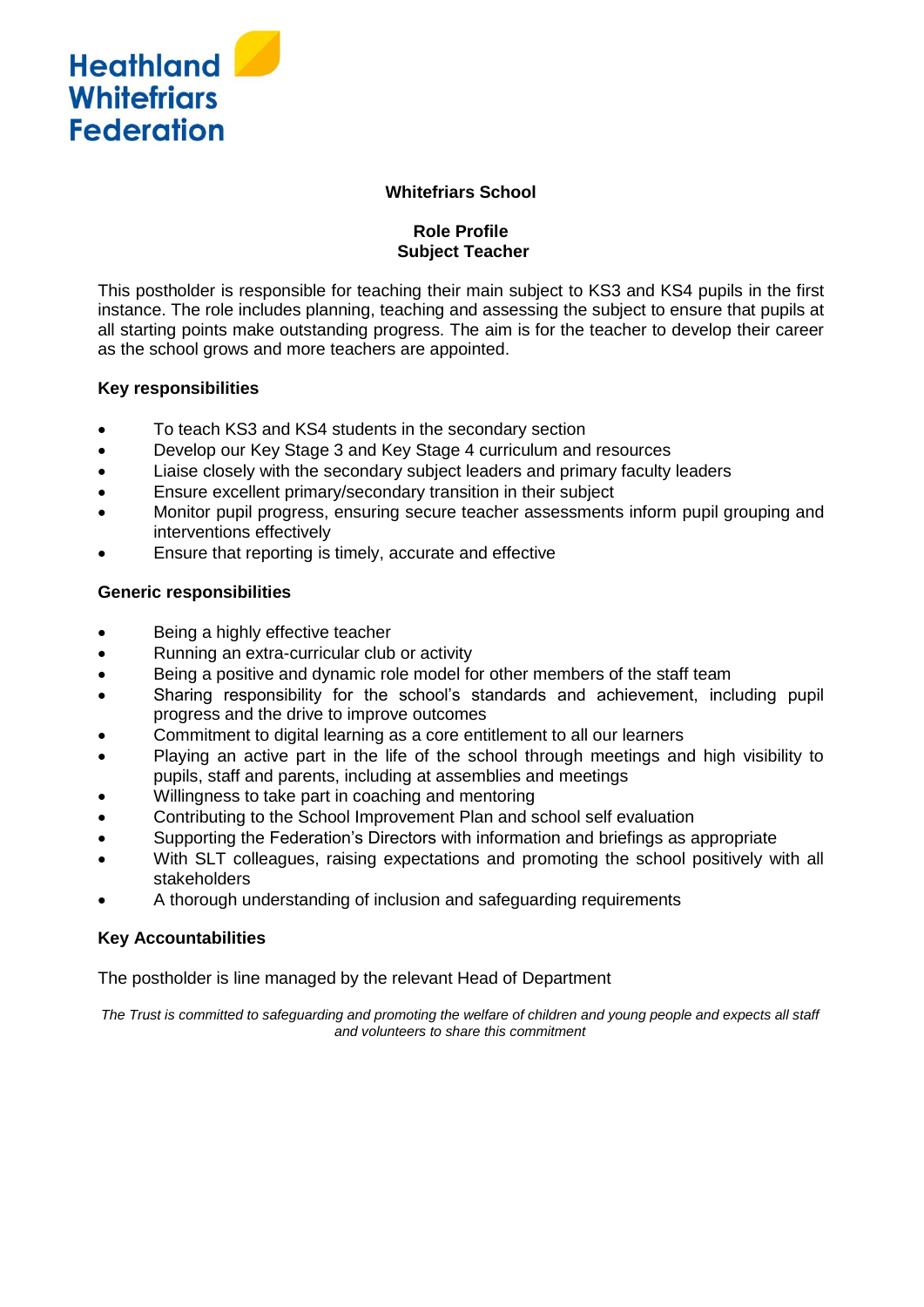Heathland
Whitefriars
Federation

# Whitefriars School

## Role Profile
## Subject Teacher

This postholder is responsible for teaching their main subject to KS3 and KS4 pupils in the first instance. The role includes planning, teaching and assessing the subject to ensure that pupils at all starting points make outstanding progress. The aim is for the teacher to develop their career as the school grows and more teachers are appointed.

### Key responsibilities

- To teach KS3 and KS4 students in the secondary section
- Develop our Key Stage 3 and Key Stage 4 curriculum and resources
- Liaise closely with the secondary subject leaders and primary faculty leaders
- Ensure excellent primary/secondary transition in their subject
- Monitor pupil progress, ensuring secure teacher assessments inform pupil grouping and interventions effectively
- Ensure that reporting is timely, accurate and effective

### Generic responsibilities

- Being a highly effective teacher
- Running an extra-curricular club or activity
- Being a positive and dynamic role model for other members of the staff team
- Sharing responsibility for the school's standards and achievement, including pupil progress and the drive to improve outcomes
- Commitment to digital learning as a core entitlement to all our learners
- Playing an active part in the life of the school through meetings and high visibility to pupils, staff and parents, including at assemblies and meetings
- Willingness to take part in coaching and mentoring
- Contributing to the School Improvement Plan and school self evaluation
- Supporting the Federation's Directors with information and briefings as appropriate
- With SLT colleagues, raising expectations and promoting the school positively with all stakeholders
- A thorough understanding of inclusion and safeguarding requirements

### Key Accountabilities

The postholder is line managed by the relevant Head of Department

*The Trust is committed to safeguarding and promoting the welfare of children and young people and expects all staff and volunteers to share this commitment*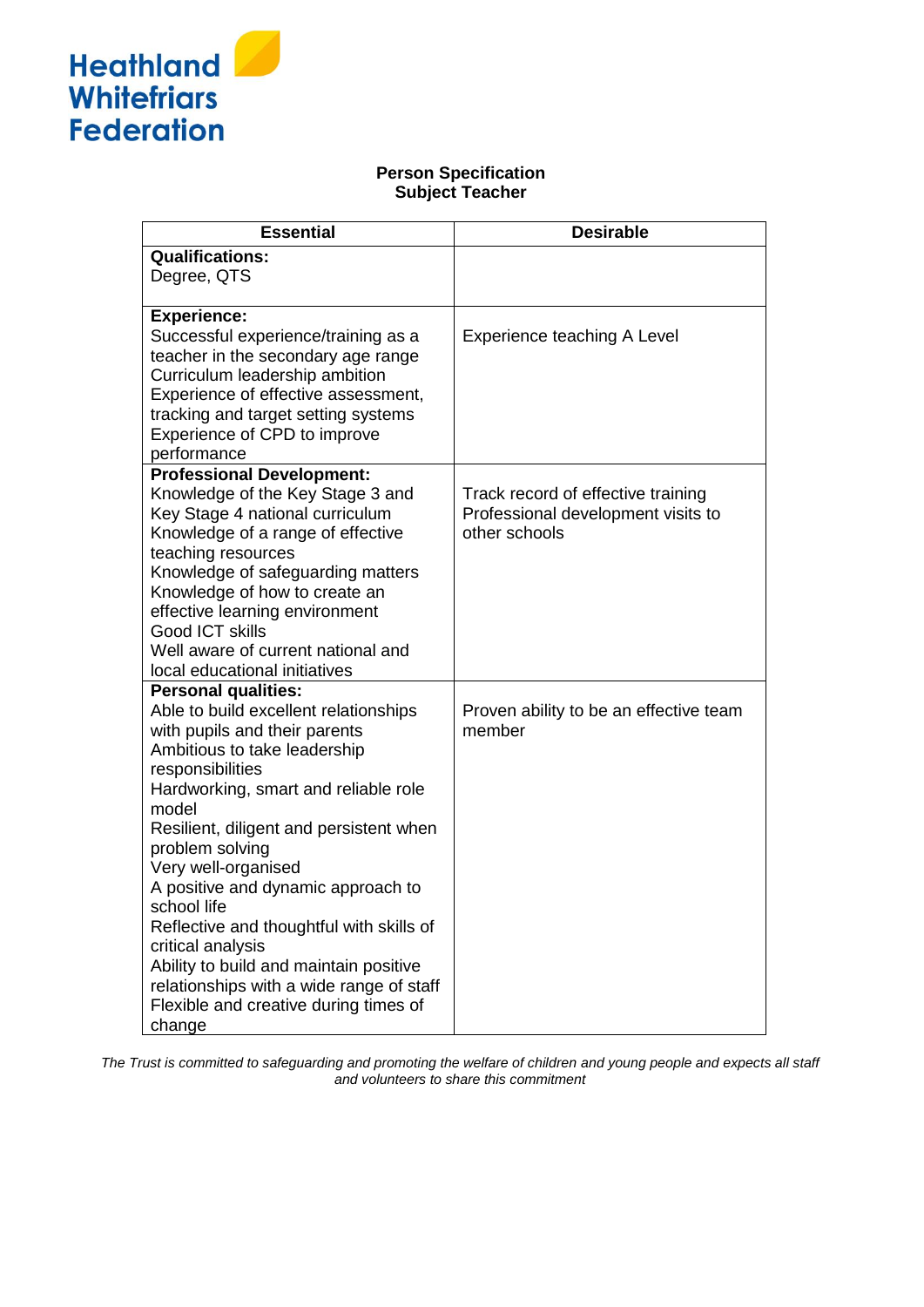Heathland Whitefriars Federation

**Person Specification**
**Subject Teacher**

| Essential | Desirable |
|---|---|
| **Qualifications:**<br>Degree, QTS | |
| **Experience:**<br>Successful experience/training as a teacher in the secondary age range<br>Curriculum leadership ambition<br>Experience of effective assessment, tracking and target setting systems<br>Experience of CPD to improve performance | Experience teaching A Level |
| **Professional Development:**<br>Knowledge of the Key Stage 3 and Key Stage 4 national curriculum<br>Knowledge of a range of effective teaching resources<br>Knowledge of safeguarding matters<br>Knowledge of how to create an effective learning environment<br>Good ICT skills<br>Well aware of current national and local educational initiatives | Track record of effective training<br>Professional development visits to other schools |
| **Personal qualities:**<br>Able to build excellent relationships with pupils and their parents<br>Ambitious to take leadership responsibilities<br>Hardworking, smart and reliable role model<br>Resilient, diligent and persistent when problem solving<br>Very well-organised<br>A positive and dynamic approach to school life<br>Reflective and thoughtful with skills of critical analysis<br>Ability to build and maintain positive relationships with a wide range of staff<br>Flexible and creative during times of change | Proven ability to be an effective team member |

*The Trust is committed to safeguarding and promoting the welfare of children and young people and expects all staff and volunteers to share this commitment*